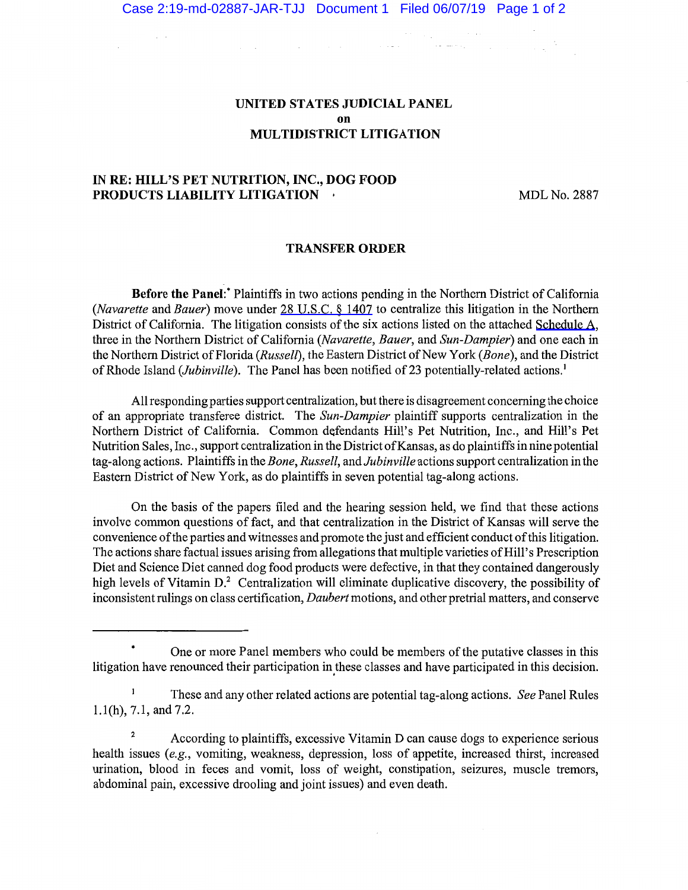**UNITED STATES JUDICIAL PANEL**
**on**
**MULTIDISTRICT LITIGATION**

**IN RE: HILL'S PET NUTRITION, INC., DOG FOOD PRODUCTS LIABILITY LITIGATION** MDL No. 2887

**TRANSFER ORDER**

**Before the Panel:**[*] Plaintiffs in two actions pending in the Northern District of California (*Navarette* and *Bauer*) move under 28 U.S.C. § 1407 to centralize this litigation in the Northern District of California. The litigation consists of the six actions listed on the attached Schedule A, three in the Northern District of California (*Navarette*, *Bauer*, and *Sun-Dampier*) and one each in the Northern District of Florida (*Russell*), the Eastern District of New York (*Bone*), and the District of Rhode Island (*Jubinville*). The Panel has been notified of 23 potentially-related actions.[1]

All responding parties support centralization, but there is disagreement concerning the choice of an appropriate transferee district. The *Sun-Dampier* plaintiff supports centralization in the Northern District of California. Common defendants Hill's Pet Nutrition, Inc., and Hill's Pet Nutrition Sales, Inc., support centralization in the District of Kansas, as do plaintiffs in nine potential tag-along actions. Plaintiffs in the *Bone*, *Russell*, and *Jubinville* actions support centralization in the Eastern District of New York, as do plaintiffs in seven potential tag-along actions.

On the basis of the papers filed and the hearing session held, we find that these actions involve common questions of fact, and that centralization in the District of Kansas will serve the convenience of the parties and witnesses and promote the just and efficient conduct of this litigation. The actions share factual issues arising from allegations that multiple varieties of Hill's Prescription Diet and Science Diet canned dog food products were defective, in that they contained dangerously high levels of Vitamin D.[2] Centralization will eliminate duplicative discovery, the possibility of inconsistent rulings on class certification, *Daubert* motions, and other pretrial matters, and conserve

---

[*] One or more Panel members who could be members of the putative classes in this litigation have renounced their participation in these classes and have participated in this decision.

[1] These and any other related actions are potential tag-along actions. *See* Panel Rules 1.1(h), 7.1, and 7.2.

[2] According to plaintiffs, excessive Vitamin D can cause dogs to experience serious health issues (*e.g.*, vomiting, weakness, depression, loss of appetite, increased thirst, increased urination, blood in feces and vomit, loss of weight, constipation, seizures, muscle tremors, abdominal pain, excessive drooling and joint issues) and even death.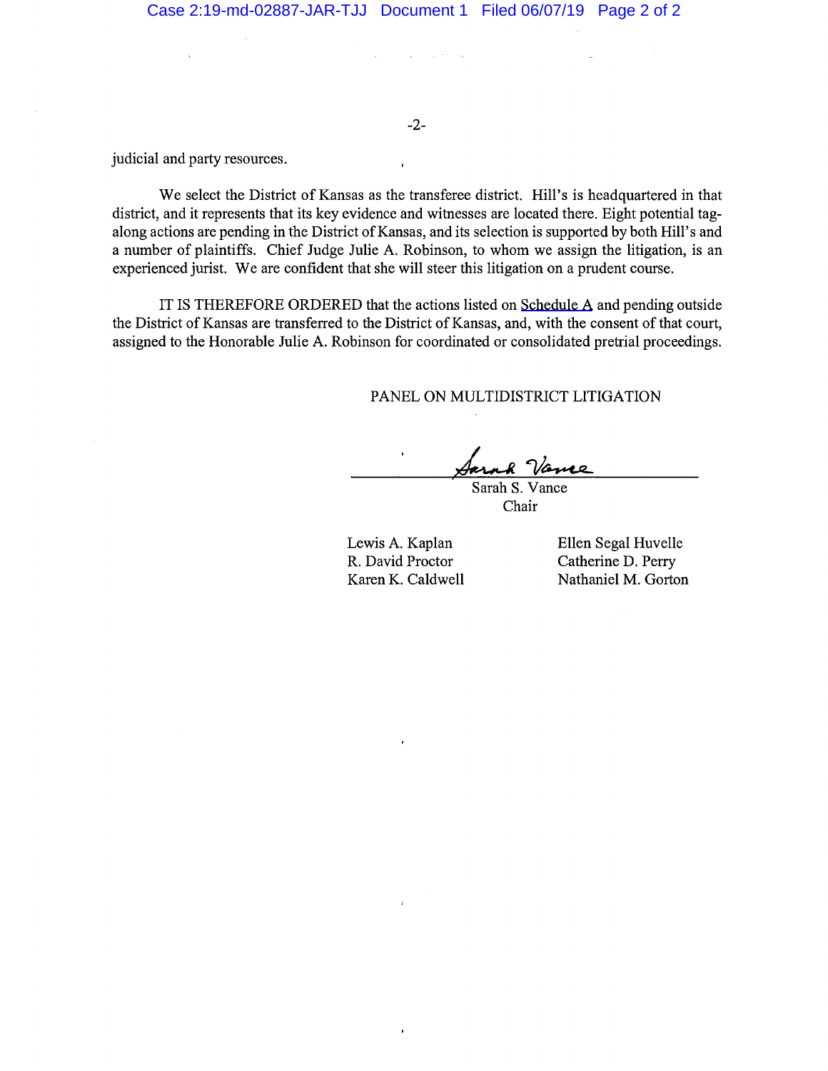judicial and party resources.

We select the District of Kansas as the transferee district. Hill's is headquartered in that district, and it represents that its key evidence and witnesses are located there. Eight potential tag-along actions are pending in the District of Kansas, and its selection is supported by both Hill's and a number of plaintiffs. Chief Judge Julie A. Robinson, to whom we assign the litigation, is an experienced jurist. We are confident that she will steer this litigation on a prudent course.

IT IS THEREFORE ORDERED that the actions listed on Schedule A and pending outside the District of Kansas are transferred to the District of Kansas, and, with the consent of that court, assigned to the Honorable Julie A. Robinson for coordinated or consolidated pretrial proceedings.

PANEL ON MULTIDISTRICT LITIGATION

Sarah S. Vance
Chair

Lewis A. Kaplan
R. David Proctor
Karen K. Caldwell

Ellen Segal Huvelle
Catherine D. Perry
Nathaniel M. Gorton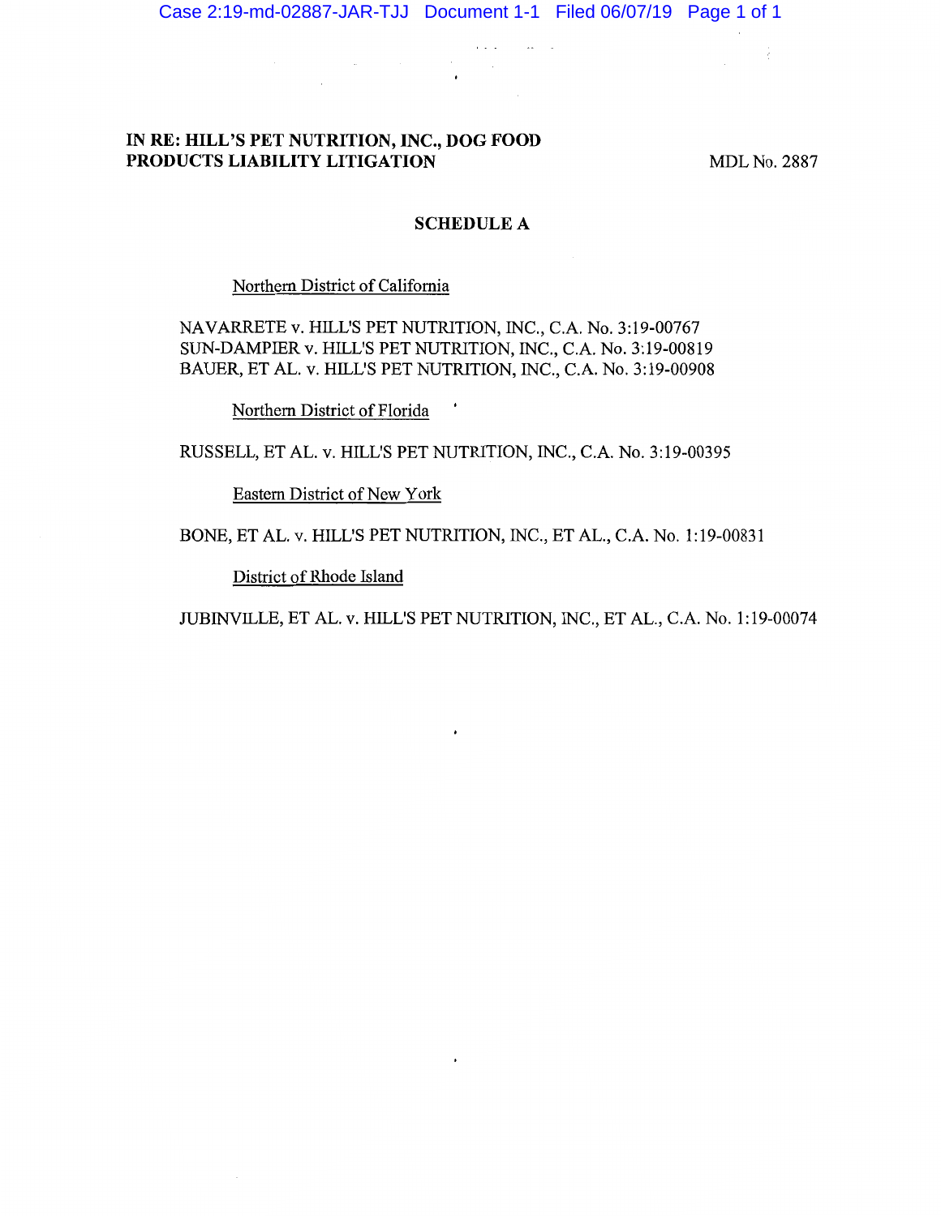**IN RE: HILL'S PET NUTRITION, INC., DOG FOOD PRODUCTS LIABILITY LITIGATION**

MDL No. 2887

## SCHEDULE A

Northern District of California

NAVARRETE v. HILL'S PET NUTRITION, INC., C.A. No. 3:19-00767
SUN-DAMPIER v. HILL'S PET NUTRITION, INC., C.A. No. 3:19-00819
BAUER, ET AL. v. HILL'S PET NUTRITION, INC., C.A. No. 3:19-00908

Northern District of Florida

RUSSELL, ET AL. v. HILL'S PET NUTRITION, INC., C.A. No. 3:19-00395

Eastern District of New York

BONE, ET AL. v. HILL'S PET NUTRITION, INC., ET AL., C.A. No. 1:19-00831

District of Rhode Island

JUBINVILLE, ET AL. v. HILL'S PET NUTRITION, INC., ET AL., C.A. No. 1:19-00074